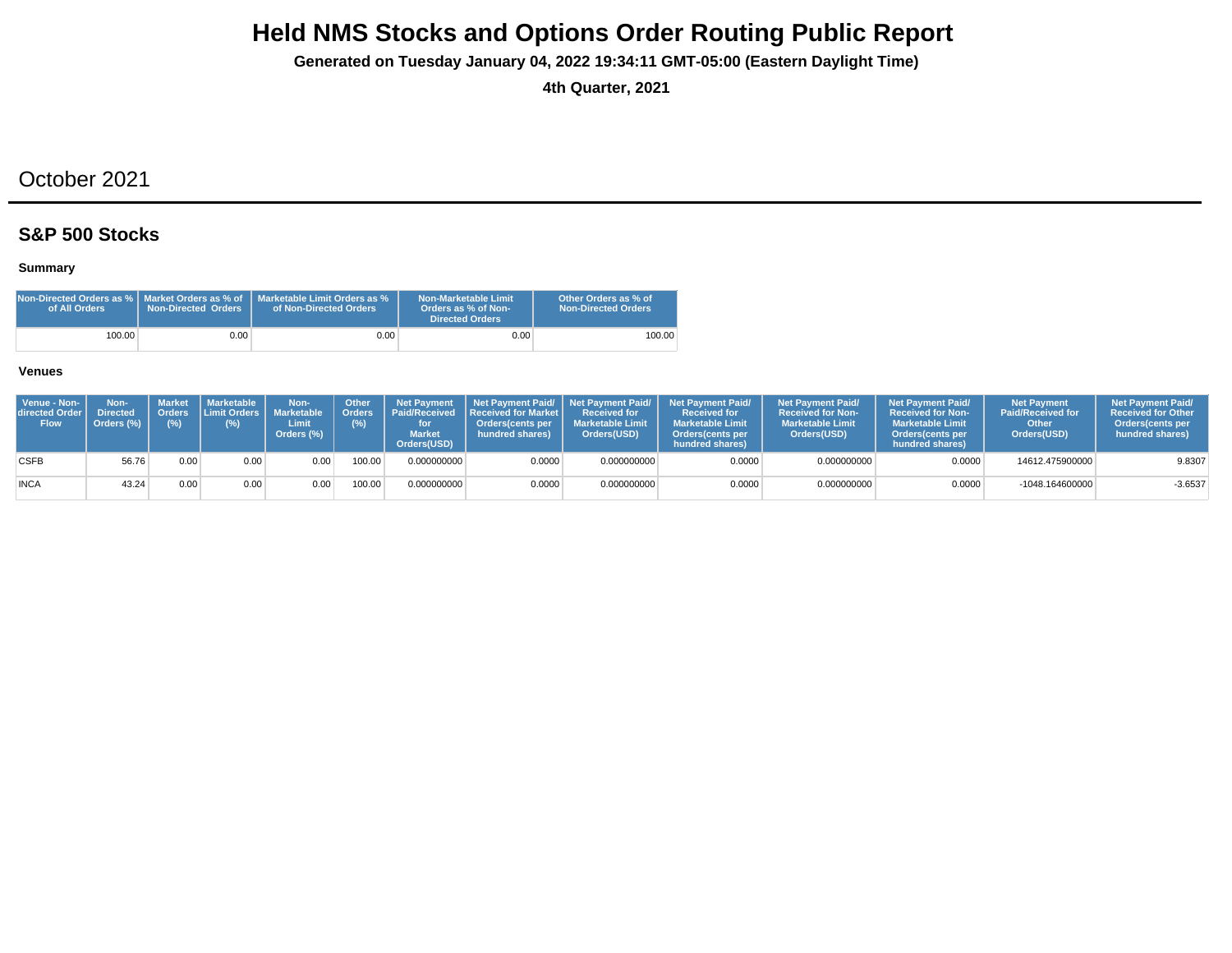# Held NMS Stocks and Options Order Routing Public Report

**Generated on Tuesday January 04, 2022 19:34:11 GMT-05:00 (Eastern Daylight Time)**

**4th Quarter, 2021**

## October 2021

### S&P 500 Stocks

#### Summary

| Non-Directed Orders as % of All Orders | Market Orders as % of Non-Directed Orders | Marketable Limit Orders as % of Non-Directed Orders | Non-Marketable Limit Orders as % of Non-Directed Orders | Other Orders as % of Non-Directed Orders |
|---|---|---|---|---|
| 100.00 | 0.00 | 0.00 | 0.00 | 100.00 |

#### Venues

| Venue - Non-directed Order Flow | Non-Directed Orders (%) | Market Orders (%) | Marketable Limit Orders (%) | Non-Marketable Limit Orders (%) | Other Orders (%) | Net Payment Paid/Received for Market Orders(USD) | Net Payment Paid/ Received for Market Orders(cents per hundred shares) | Net Payment Paid/ Received for Marketable Limit Orders(USD) | Net Payment Paid/ Received for Marketable Limit Orders(cents per hundred shares) | Net Payment Paid/ Received for Non-Marketable Limit Orders(USD) | Net Payment Paid/ Received for Non-Marketable Limit Orders(cents per hundred shares) | Net Payment Paid/Received for Other Orders(USD) | Net Payment Paid/ Received for Other Orders(cents per hundred shares) |
|---|---|---|---|---|---|---|---|---|---|---|---|---|---|
| CSFB | 56.76 | 0.00 | 0.00 | 0.00 | 100.00 | 0.000000000 | 0.0000 | 0.000000000 | 0.0000 | 0.000000000 | 0.0000 | 14612.475900000 | 9.8307 |
| INCA | 43.24 | 0.00 | 0.00 | 0.00 | 100.00 | 0.000000000 | 0.0000 | 0.000000000 | 0.0000 | 0.000000000 | 0.0000 | -1048.164600000 | -3.6537 |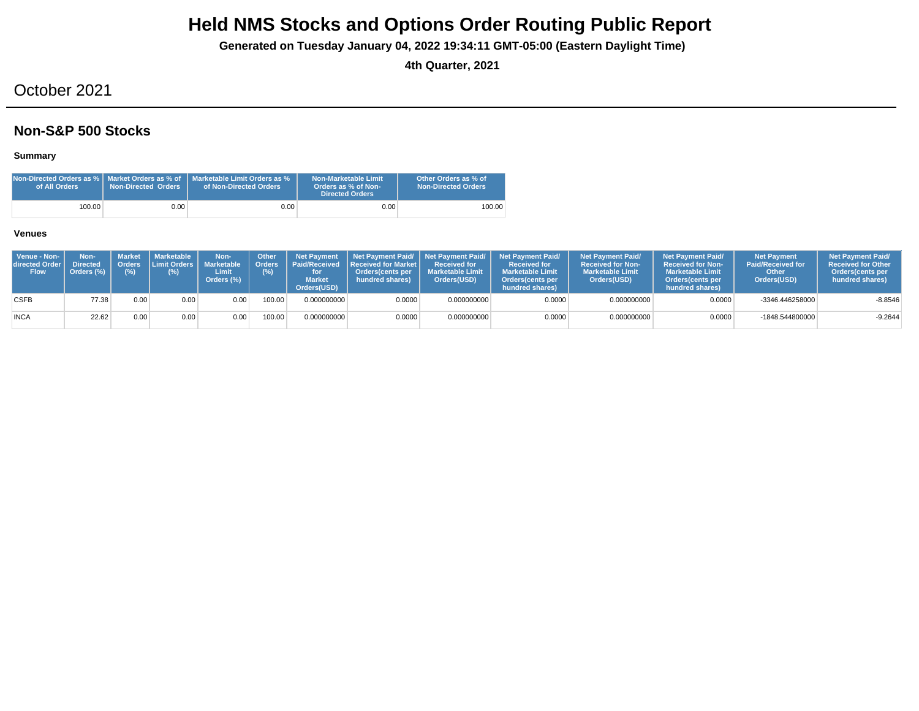# Held NMS Stocks and Options Order Routing Public Report

**Generated on Tuesday January 04, 2022 19:34:11 GMT-05:00 (Eastern Daylight Time)**

**4th Quarter, 2021**

## October 2021

### Non-S&P 500 Stocks

#### Summary

| Non-Directed Orders as % of All Orders | Market Orders as % of Non-Directed Orders | Marketable Limit Orders as % of Non-Directed Orders | Non-Marketable Limit Orders as % of Non-Directed Orders | Other Orders as % of Non-Directed Orders |
|---|---|---|---|---|
| 100.00 | 0.00 | 0.00 | 0.00 | 100.00 |

#### Venues

| Venue - Non-directed Order Flow | Non-Directed Orders (%) | Market Orders (%) | Marketable Limit Orders (%) | Non-Marketable Limit Orders (%) | Other Orders (%) | Net Payment Paid/Received for Market Orders(USD) | Net Payment Paid/ Received for Market Orders(cents per hundred shares) | Net Payment Paid/ Received for Marketable Limit Orders(USD) | Net Payment Paid/ Received for Marketable Limit Orders(cents per hundred shares) | Net Payment Paid/ Received for Non-Marketable Limit Orders(USD) | Net Payment Paid/ Received for Non-Marketable Limit Orders(cents per hundred shares) | Net Payment Paid/Received for Other Orders(USD) | Net Payment Paid/ Received for Other Orders(cents per hundred shares) |
|---|---|---|---|---|---|---|---|---|---|---|---|---|---|
| CSFB | 77.38 | 0.00 | 0.00 | 0.00 | 100.00 | 0.000000000 | 0.0000 | 0.000000000 | 0.0000 | 0.000000000 | 0.0000 | -3346.446258000 | -8.8546 |
| INCA | 22.62 | 0.00 | 0.00 | 0.00 | 100.00 | 0.000000000 | 0.0000 | 0.000000000 | 0.0000 | 0.000000000 | 0.0000 | -1848.544800000 | -9.2644 |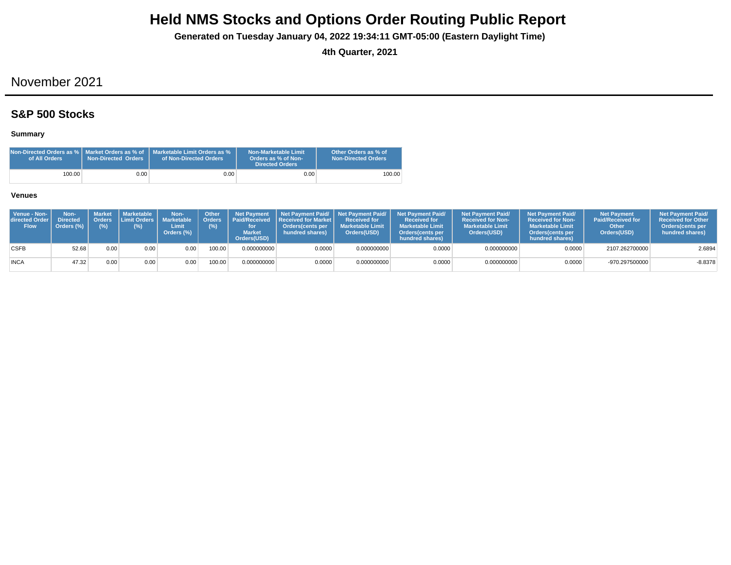# Held NMS Stocks and Options Order Routing Public Report

**Generated on Tuesday January 04, 2022 19:34:11 GMT-05:00 (Eastern Daylight Time)**

**4th Quarter, 2021**

## November 2021

### S&P 500 Stocks

#### Summary

| Non-Directed Orders as % of All Orders | Market Orders as % of Non-Directed Orders | Marketable Limit Orders as % of Non-Directed Orders | Non-Marketable Limit Orders as % of Non-Directed Orders | Other Orders as % of Non-Directed Orders |
|---|---|---|---|---|
| 100.00 | 0.00 | 0.00 | 0.00 | 100.00 |

#### Venues

| Venue - Non-directed Order Flow | Non-Directed Orders (%) | Market Orders (%) | Marketable Limit Orders (%) | Non-Marketable Limit Orders (%) | Other Orders (%) | Net Payment Paid/Received for Market Orders(USD) | Net Payment Paid/ Received for Market Orders(cents per hundred shares) | Net Payment Paid/ Received for Marketable Limit Orders(USD) | Net Payment Paid/ Received for Marketable Limit Orders(cents per hundred shares) | Net Payment Paid/ Received for Non-Marketable Limit Orders(USD) | Net Payment Paid/ Received for Non-Marketable Limit Orders(cents per hundred shares) | Net Payment Paid/Received for Other Orders(USD) | Net Payment Paid/ Received for Other Orders(cents per hundred shares) |
|---|---|---|---|---|---|---|---|---|---|---|---|---|---|
| CSFB | 52.68 | 0.00 | 0.00 | 0.00 | 100.00 | 0.000000000 | 0.0000 | 0.000000000 | 0.0000 | 0.000000000 | 0.0000 | 2107.262700000 | 2.6894 |
| INCA | 47.32 | 0.00 | 0.00 | 0.00 | 100.00 | 0.000000000 | 0.0000 | 0.000000000 | 0.0000 | 0.000000000 | 0.0000 | -970.297500000 | -8.8378 |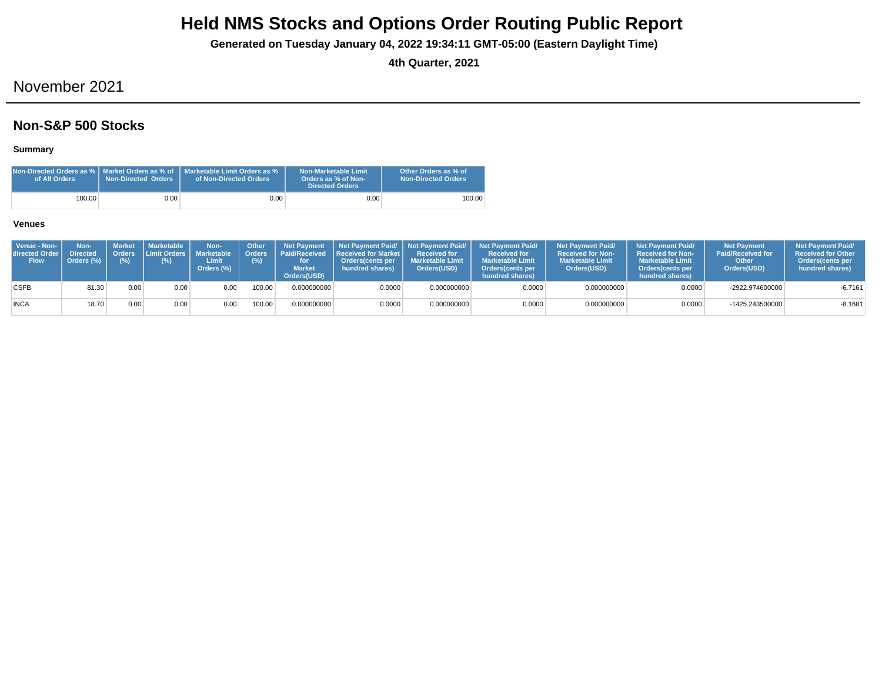# Held NMS Stocks and Options Order Routing Public Report

**Generated on Tuesday January 04, 2022 19:34:11 GMT-05:00 (Eastern Daylight Time)**

**4th Quarter, 2021**

## November 2021

## Non-S&P 500 Stocks

### Summary

| Non-Directed Orders as % of All Orders | Market Orders as % of Non-Directed Orders | Marketable Limit Orders as % of Non-Directed Orders | Non-Marketable Limit Orders as % of Non-Directed Orders | Other Orders as % of Non-Directed Orders |
|---|---|---|---|---|
| 100.00 | 0.00 | 0.00 | 0.00 | 100.00 |

### Venues

| Venue - Non-directed Order Flow | Non-Directed Orders (%) | Market Orders (%) | Marketable Limit Orders (%) | Non-Marketable Limit Orders (%) | Other Orders (%) | Net Payment Paid/Received for Market Orders(USD) | Net Payment Paid/ Received for Market Orders(cents per hundred shares) | Net Payment Paid/ Received for Marketable Limit Orders(USD) | Net Payment Paid/ Received for Marketable Limit Orders(cents per hundred shares) | Net Payment Paid/ Received for Non-Marketable Limit Orders(USD) | Net Payment Paid/ Received for Non-Marketable Limit Orders(cents per hundred shares) | Net Payment Paid/Received for Other Orders(USD) | Net Payment Paid/ Received for Other Orders(cents per hundred shares) |
|---|---|---|---|---|---|---|---|---|---|---|---|---|---|
| CSFB | 81.30 | 0.00 | 0.00 | 0.00 | 100.00 | 0.000000000 | 0.0000 | 0.000000000 | 0.0000 | 0.000000000 | 0.0000 | -2922.974600000 | -6.7161 |
| INCA | 18.70 | 0.00 | 0.00 | 0.00 | 100.00 | 0.000000000 | 0.0000 | 0.000000000 | 0.0000 | 0.000000000 | 0.0000 | -1425.243500000 | -8.1681 |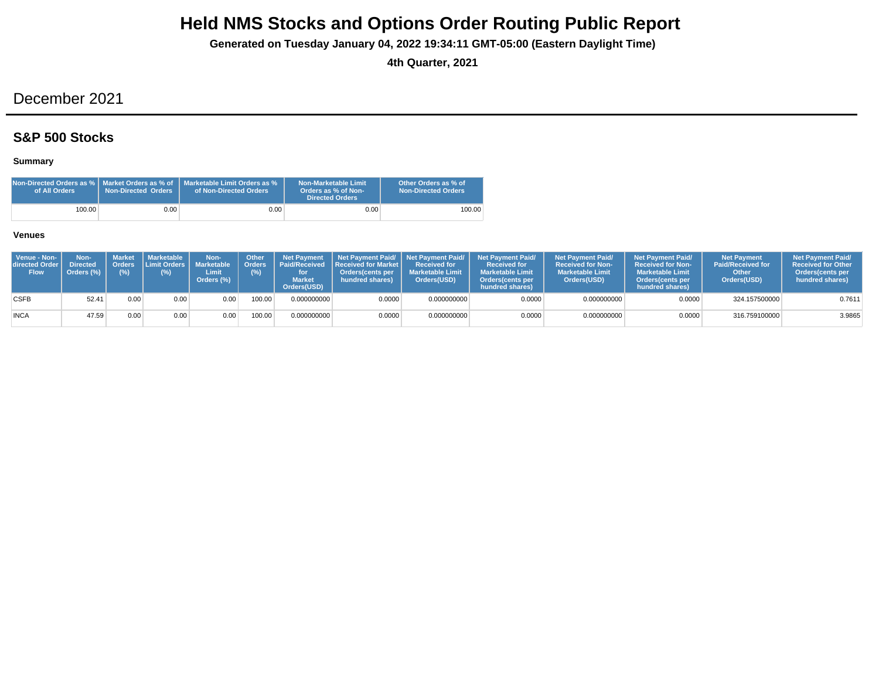# Held NMS Stocks and Options Order Routing Public Report

**Generated on Tuesday January 04, 2022 19:34:11 GMT-05:00 (Eastern Daylight Time)**

**4th Quarter, 2021**

## December 2021

### S&P 500 Stocks

**Summary**

| Non-Directed Orders as % of All Orders | Market Orders as % of Non-Directed Orders | Marketable Limit Orders as % of Non-Directed Orders | Non-Marketable Limit Orders as % of Non-Directed Orders | Other Orders as % of Non-Directed Orders |
|---|---|---|---|---|
| 100.00 | 0.00 | 0.00 | 0.00 | 100.00 |

**Venues**

| Venue - Non-directed Order Flow | Non-Directed Orders (%) | Market Orders (%) | Marketable Limit Orders (%) | Non-Marketable Limit Orders (%) | Other Orders (%) | Net Payment Paid/Received for Market Orders(USD) | Net Payment Paid/ Received for Market Orders(cents per hundred shares) | Net Payment Paid/ Received for Marketable Limit Orders(USD) | Net Payment Paid/ Received for Marketable Limit Orders(cents per hundred shares) | Net Payment Paid/ Received for Non-Marketable Limit Orders(USD) | Net Payment Paid/ Received for Non-Marketable Limit Orders(cents per hundred shares) | Net Payment Paid/Received for Other Orders(USD) | Net Payment Paid/ Received for Other Orders(cents per hundred shares) |
|---|---|---|---|---|---|---|---|---|---|---|---|---|---|
| CSFB | 52.41 | 0.00 | 0.00 | 0.00 | 100.00 | 0.000000000 | 0.0000 | 0.000000000 | 0.0000 | 0.000000000 | 0.0000 | 324.157500000 | 0.7611 |
| INCA | 47.59 | 0.00 | 0.00 | 0.00 | 100.00 | 0.000000000 | 0.0000 | 0.000000000 | 0.0000 | 0.000000000 | 0.0000 | 316.759100000 | 3.9865 |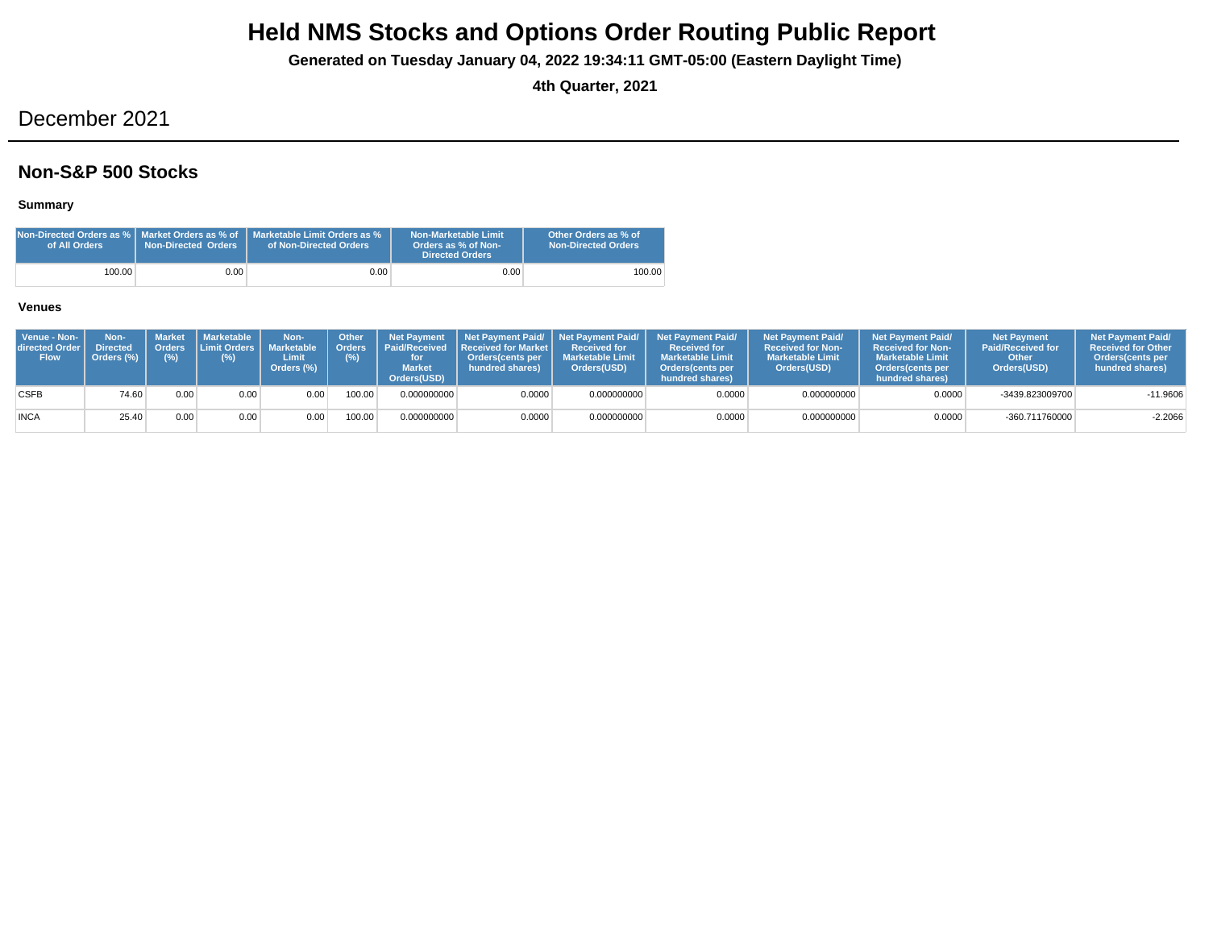# Held NMS Stocks and Options Order Routing Public Report

**Generated on Tuesday January 04, 2022 19:34:11 GMT-05:00 (Eastern Daylight Time)**

**4th Quarter, 2021**

## December 2021

### Non-S&P 500 Stocks

#### Summary

| Non-Directed Orders as % of All Orders | Market Orders as % of Non-Directed Orders | Marketable Limit Orders as % of Non-Directed Orders | Non-Marketable Limit Orders as % of Non-Directed Orders | Other Orders as % of Non-Directed Orders |
|---|---|---|---|---|
| 100.00 | 0.00 | 0.00 | 0.00 | 100.00 |

#### Venues

| Venue - Non-directed Order Flow | Non-Directed Orders (%) | Market Orders (%) | Marketable Limit Orders (%) | Non-Marketable Limit Orders (%) | Other Orders (%) | Net Payment Paid/Received for Market Orders(USD) | Net Payment Paid/ Received for Market Orders(cents per hundred shares) | Net Payment Paid/ Received for Marketable Limit Orders(USD) | Net Payment Paid/ Received for Marketable Limit Orders(cents per hundred shares) | Net Payment Paid/ Received for Non-Marketable Limit Orders(USD) | Net Payment Paid/ Received for Non-Marketable Limit Orders(cents per hundred shares) | Net Payment Paid/Received for Other Orders(USD) | Net Payment Paid/ Received for Other Orders(cents per hundred shares) |
|---|---|---|---|---|---|---|---|---|---|---|---|---|---|
| CSFB | 74.60 | 0.00 | 0.00 | 0.00 | 100.00 | 0.000000000 | 0.0000 | 0.000000000 | 0.0000 | 0.000000000 | 0.0000 | -3439.823009700 | -11.9606 |
| INCA | 25.40 | 0.00 | 0.00 | 0.00 | 100.00 | 0.000000000 | 0.0000 | 0.000000000 | 0.0000 | 0.000000000 | 0.0000 | -360.711760000 | -2.2066 |